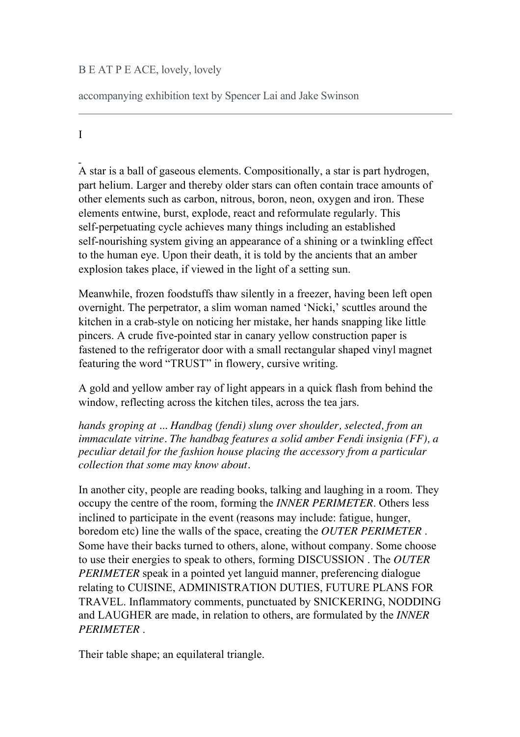B E AT P E ACE, lovely, lovely

accompanying exhibition text by Spencer Lai and Jake Swinson

---

I

A star is a ball of gaseous elements. Compositionally, a star is part hydrogen, part helium. Larger and thereby older stars can often contain trace amounts of other elements such as carbon, nitrous, boron, neon, oxygen and iron. These elements entwine, burst, explode, react and reformulate regularly. This self-perpetuating cycle achieves many things including an established self-nourishing system giving an appearance of a shining or a twinkling effect to the human eye. Upon their death, it is told by the ancients that an amber explosion takes place, if viewed in the light of a setting sun.

Meanwhile, frozen foodstuffs thaw silently in a freezer, having been left open overnight. The perpetrator, a slim woman named 'Nicki,' scuttles around the kitchen in a crab-style on noticing her mistake, her hands snapping like little pincers. A crude five-pointed star in canary yellow construction paper is fastened to the refrigerator door with a small rectangular shaped vinyl magnet featuring the word "TRUST" in flowery, cursive writing.

A gold and yellow amber ray of light appears in a quick flash from behind the window, reflecting across the kitchen tiles, across the tea jars.

*hands groping at … Handbag (fendi) slung over shoulder, selected, from an immaculate vitrine. The handbag features a solid amber Fendi insignia (FF), a peculiar detail for the fashion house placing the accessory from a particular collection that some may know about.*

In another city, people are reading books, talking and laughing in a room. They occupy the centre of the room, forming the *INNER PERIMETER*. Others less inclined to participate in the event (reasons may include: fatigue, hunger, boredom etc) line the walls of the space, creating the *OUTER PERIMETER* . Some have their backs turned to others, alone, without company. Some choose to use their energies to speak to others, forming DISCUSSION . The *OUTER PERIMETER* speak in a pointed yet languid manner, preferencing dialogue relating to CUISINE, ADMINISTRATION DUTIES, FUTURE PLANS FOR TRAVEL. Inflammatory comments, punctuated by SNICKERING, NODDING and LAUGHER are made, in relation to others, are formulated by the *INNER PERIMETER* .

Their table shape; an equilateral triangle.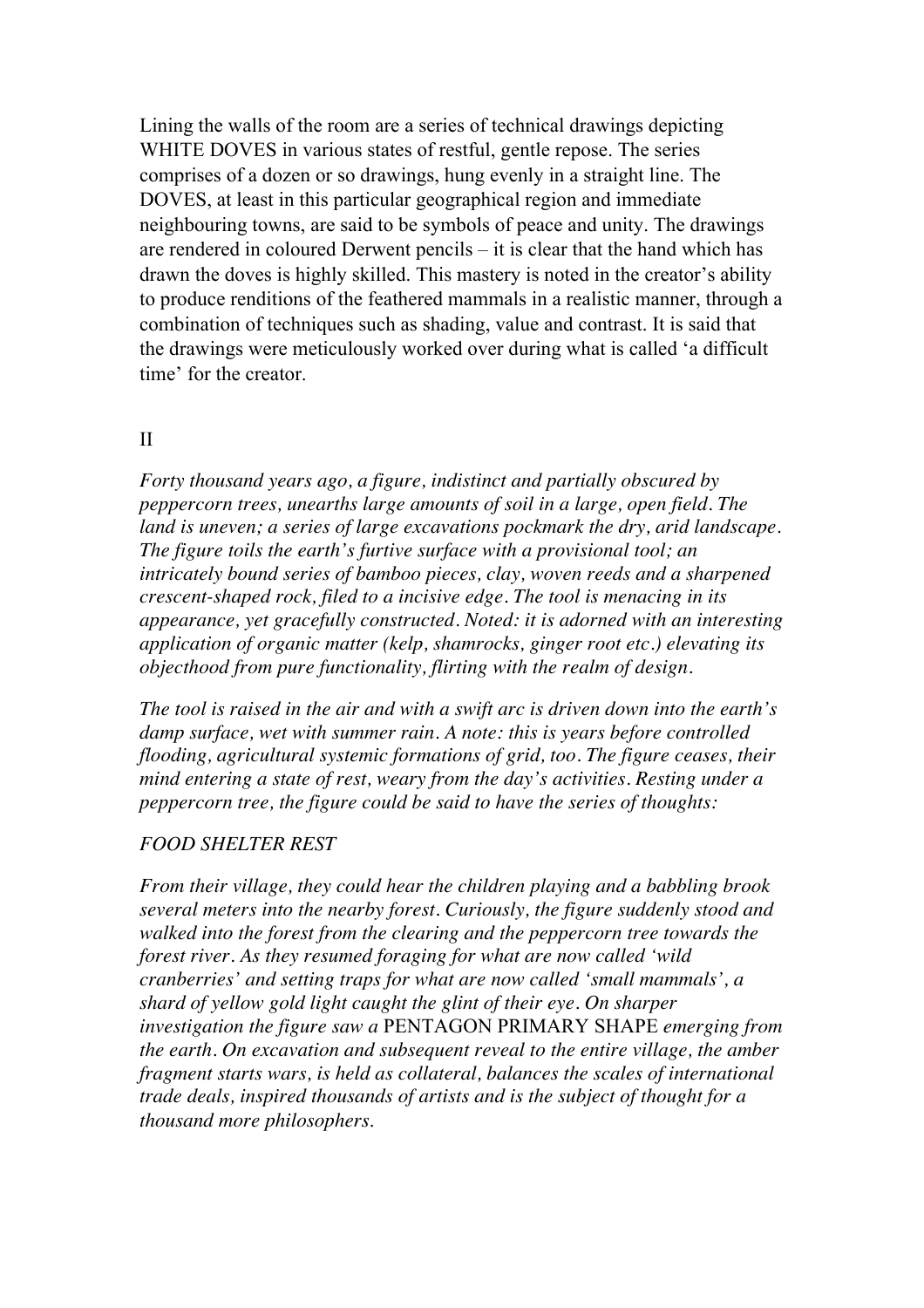Lining the walls of the room are a series of technical drawings depicting WHITE DOVES in various states of restful, gentle repose. The series comprises of a dozen or so drawings, hung evenly in a straight line. The DOVES, at least in this particular geographical region and immediate neighbouring towns, are said to be symbols of peace and unity. The drawings are rendered in coloured Derwent pencils – it is clear that the hand which has drawn the doves is highly skilled. This mastery is noted in the creator's ability to produce renditions of the feathered mammals in a realistic manner, through a combination of techniques such as shading, value and contrast. It is said that the drawings were meticulously worked over during what is called 'a difficult time' for the creator.

## II

*Forty thousand years ago, a figure, indistinct and partially obscured by peppercorn trees, unearths large amounts of soil in a large, open field. The land is uneven; a series of large excavations pockmark the dry, arid landscape. The figure toils the earth's furtive surface with a provisional tool; an intricately bound series of bamboo pieces, clay, woven reeds and a sharpened crescent-shaped rock, filed to a incisive edge. The tool is menacing in its appearance, yet gracefully constructed. Noted: it is adorned with an interesting application of organic matter (kelp, shamrocks, ginger root etc.) elevating its objecthood from pure functionality, flirting with the realm of design.*

*The tool is raised in the air and with a swift arc is driven down into the earth's damp surface, wet with summer rain. A note: this is years before controlled flooding, agricultural systemic formations of grid, too. The figure ceases, their mind entering a state of rest, weary from the day's activities. Resting under a peppercorn tree, the figure could be said to have the series of thoughts:*

*FOOD SHELTER REST*

*From their village, they could hear the children playing and a babbling brook several meters into the nearby forest. Curiously, the figure suddenly stood and walked into the forest from the clearing and the peppercorn tree towards the forest river. As they resumed foraging for what are now called 'wild cranberries' and setting traps for what are now called 'small mammals', a shard of yellow gold light caught the glint of their eye. On sharper investigation the figure saw a* PENTAGON PRIMARY SHAPE *emerging from the earth. On excavation and subsequent reveal to the entire village, the amber fragment starts wars, is held as collateral, balances the scales of international trade deals, inspired thousands of artists and is the subject of thought for a thousand more philosophers.*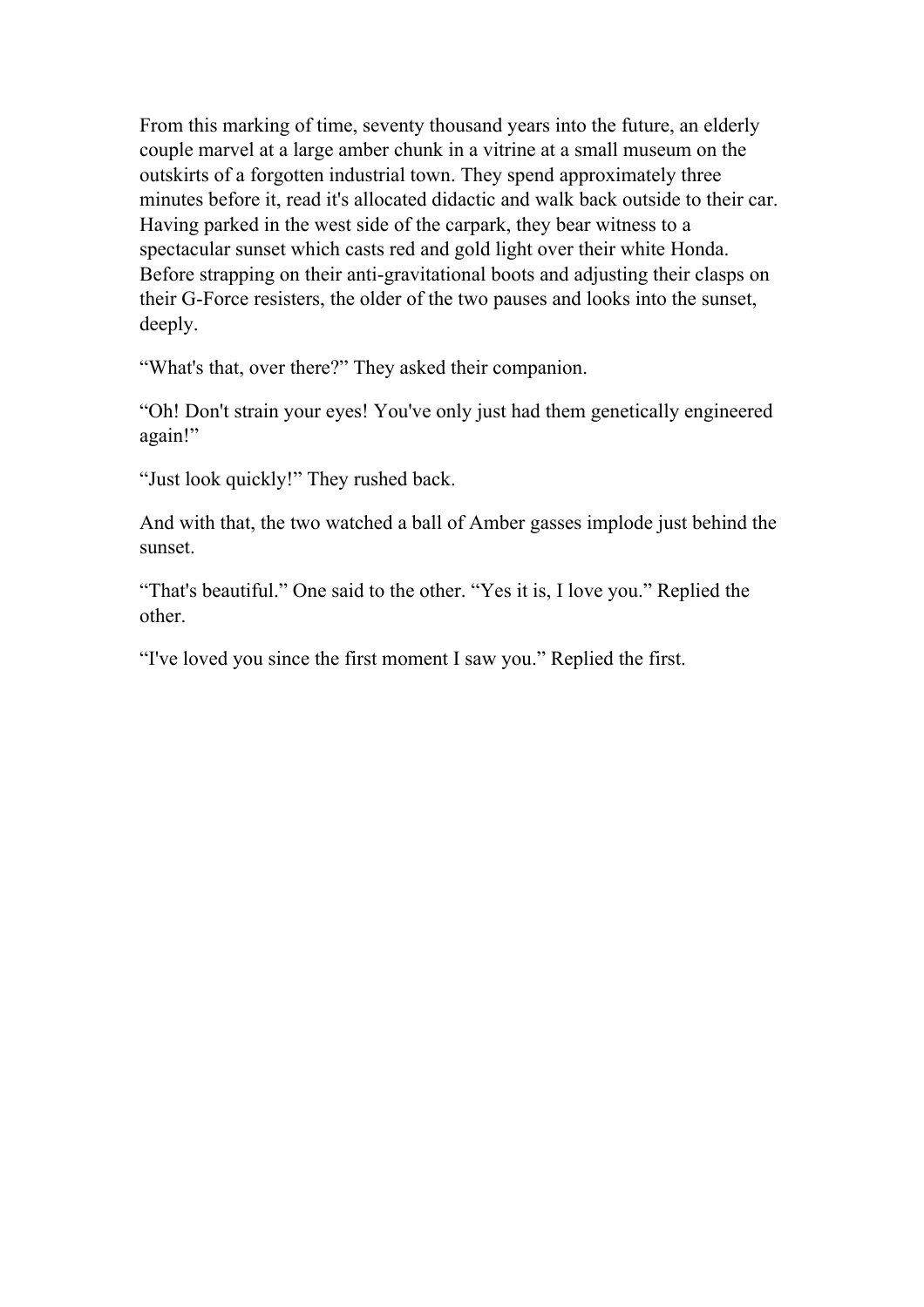From this marking of time, seventy thousand years into the future, an elderly couple marvel at a large amber chunk in a vitrine at a small museum on the outskirts of a forgotten industrial town. They spend approximately three minutes before it, read it's allocated didactic and walk back outside to their car. Having parked in the west side of the carpark, they bear witness to a spectacular sunset which casts red and gold light over their white Honda. Before strapping on their anti-gravitational boots and adjusting their clasps on their G-Force resisters, the older of the two pauses and looks into the sunset, deeply.

“What's that, over there?” They asked their companion.

“Oh! Don't strain your eyes! You've only just had them genetically engineered again!”

“Just look quickly!” They rushed back.

And with that, the two watched a ball of Amber gasses implode just behind the sunset.

“That's beautiful.” One said to the other. “Yes it is, I love you.” Replied the other.

“I've loved you since the first moment I saw you.” Replied the first.